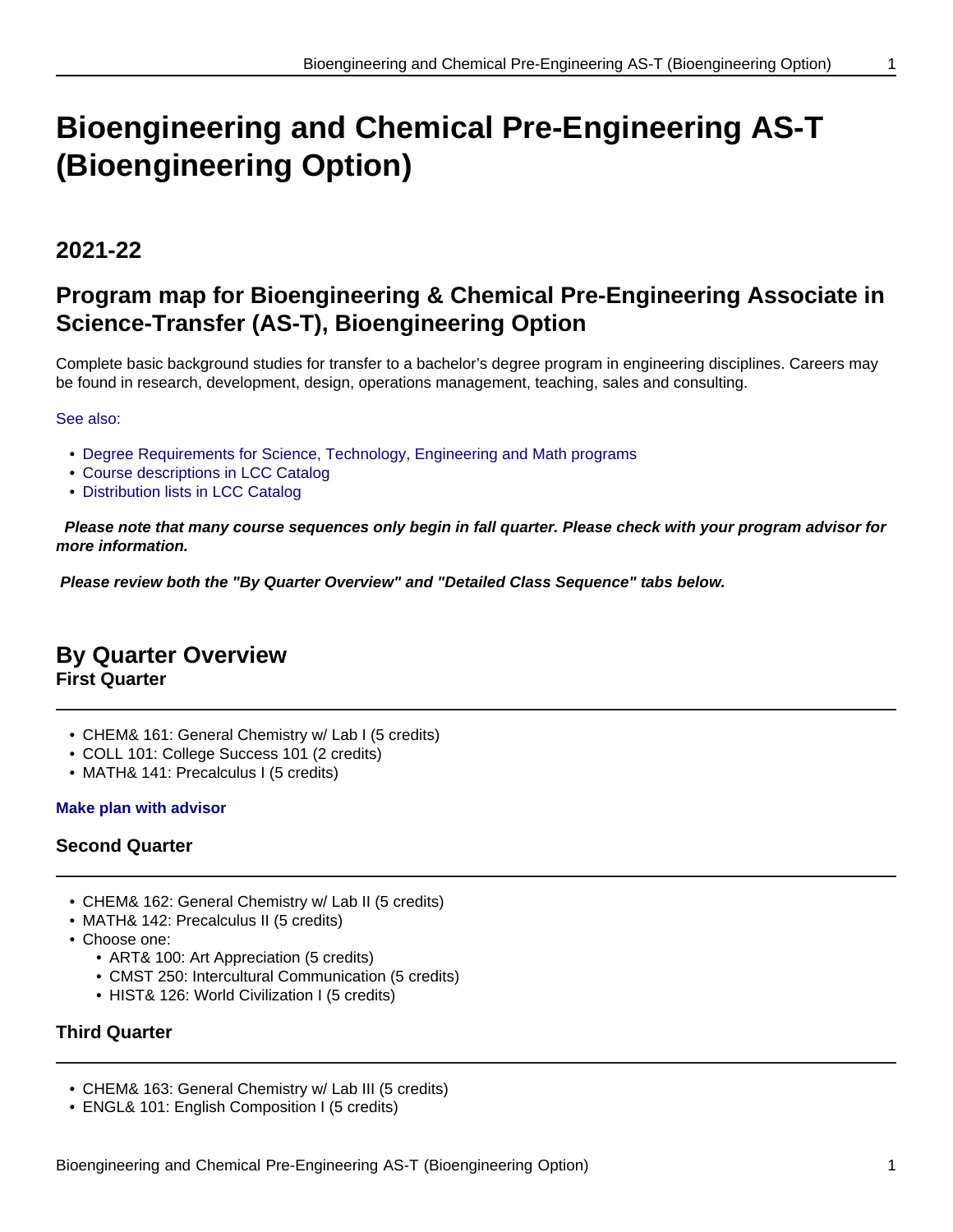# Bioengineering and Chemical Pre-Engineering AS-T (Bioengineering Option)

## 2021-22

## Program map for Bioengineering & Chemical Pre-Engineering Associate in Science-Transfer (AS-T), Bioengineering Option

Complete basic background studies for transfer to a bachelor's degree program in engineering disciplines. Careers may be found in research, development, design, operations management, teaching, sales and consulting.

See also:

- Degree Requirements for Science, Technology, Engineering and Math programs
- Course descriptions in LCC Catalog
- Distribution lists in LCC Catalog

***Please note that many course sequences only begin in fall quarter. Please check with your program advisor for more information.***

***Please review both the "By Quarter Overview" and "Detailed Class Sequence" tabs below.***

## By Quarter Overview

### First Quarter

- CHEM& 161: General Chemistry w/ Lab I (5 credits)
- COLL 101: College Success 101 (2 credits)
- MATH& 141: Precalculus I (5 credits)

**Make plan with advisor**

### Second Quarter

- CHEM& 162: General Chemistry w/ Lab II (5 credits)
- MATH& 142: Precalculus II (5 credits)
- Choose one:
  - ART& 100: Art Appreciation (5 credits)
  - CMST 250: Intercultural Communication (5 credits)
  - HIST& 126: World Civilization I (5 credits)

### Third Quarter

- CHEM& 163: General Chemistry w/ Lab III (5 credits)
- ENGL& 101: English Composition I (5 credits)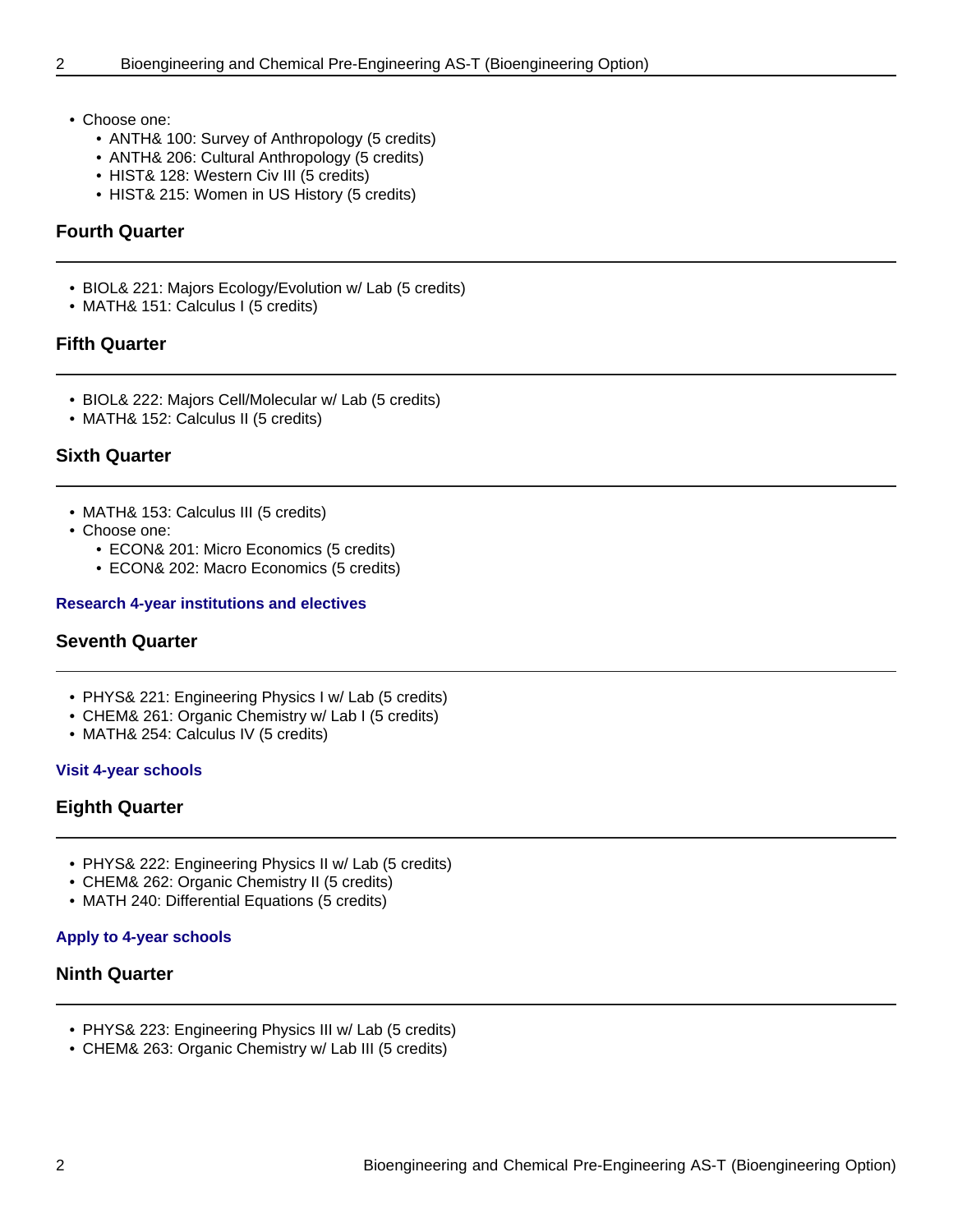- Choose one:
  - ANTH& 100: Survey of Anthropology (5 credits)
  - ANTH& 206: Cultural Anthropology (5 credits)
  - HIST& 128: Western Civ III (5 credits)
  - HIST& 215: Women in US History (5 credits)

### Fourth Quarter

- BIOL& 221: Majors Ecology/Evolution w/ Lab (5 credits)
- MATH& 151: Calculus I (5 credits)

### Fifth Quarter

- BIOL& 222: Majors Cell/Molecular w/ Lab (5 credits)
- MATH& 152: Calculus II (5 credits)

### Sixth Quarter

- MATH& 153: Calculus III (5 credits)
- Choose one:
  - ECON& 201: Micro Economics (5 credits)
  - ECON& 202: Macro Economics (5 credits)

**Research 4-year institutions and electives**

### Seventh Quarter

- PHYS& 221: Engineering Physics I w/ Lab (5 credits)
- CHEM& 261: Organic Chemistry w/ Lab I (5 credits)
- MATH& 254: Calculus IV (5 credits)

**Visit 4-year schools**

### Eighth Quarter

- PHYS& 222: Engineering Physics II w/ Lab (5 credits)
- CHEM& 262: Organic Chemistry II (5 credits)
- MATH 240: Differential Equations (5 credits)

**Apply to 4-year schools**

### Ninth Quarter

- PHYS& 223: Engineering Physics III w/ Lab (5 credits)
- CHEM& 263: Organic Chemistry w/ Lab III (5 credits)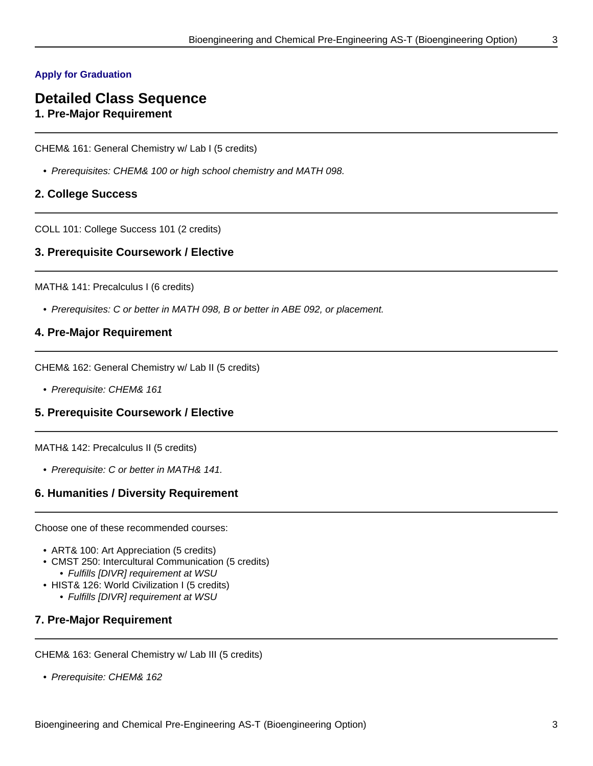**Apply for Graduation**

## Detailed Class Sequence

### 1. Pre-Major Requirement

CHEM& 161: General Chemistry w/ Lab I (5 credits)

- *Prerequisites: CHEM& 100 or high school chemistry and MATH 098.*

### 2. College Success

COLL 101: College Success 101 (2 credits)

### 3. Prerequisite Coursework / Elective

MATH& 141: Precalculus I (6 credits)

- *Prerequisites: C or better in MATH 098, B or better in ABE 092, or placement.*

### 4. Pre-Major Requirement

CHEM& 162: General Chemistry w/ Lab II (5 credits)

- *Prerequisite: CHEM& 161*

### 5. Prerequisite Coursework / Elective

MATH& 142: Precalculus II (5 credits)

- *Prerequisite: C or better in MATH& 141.*

### 6. Humanities / Diversity Requirement

Choose one of these recommended courses:

- ART& 100: Art Appreciation (5 credits)
- CMST 250: Intercultural Communication (5 credits)
  - *Fulfills [DIVR] requirement at WSU*
- HIST& 126: World Civilization I (5 credits)
  - *Fulfills [DIVR] requirement at WSU*

### 7. Pre-Major Requirement

CHEM& 163: General Chemistry w/ Lab III (5 credits)

- *Prerequisite: CHEM& 162*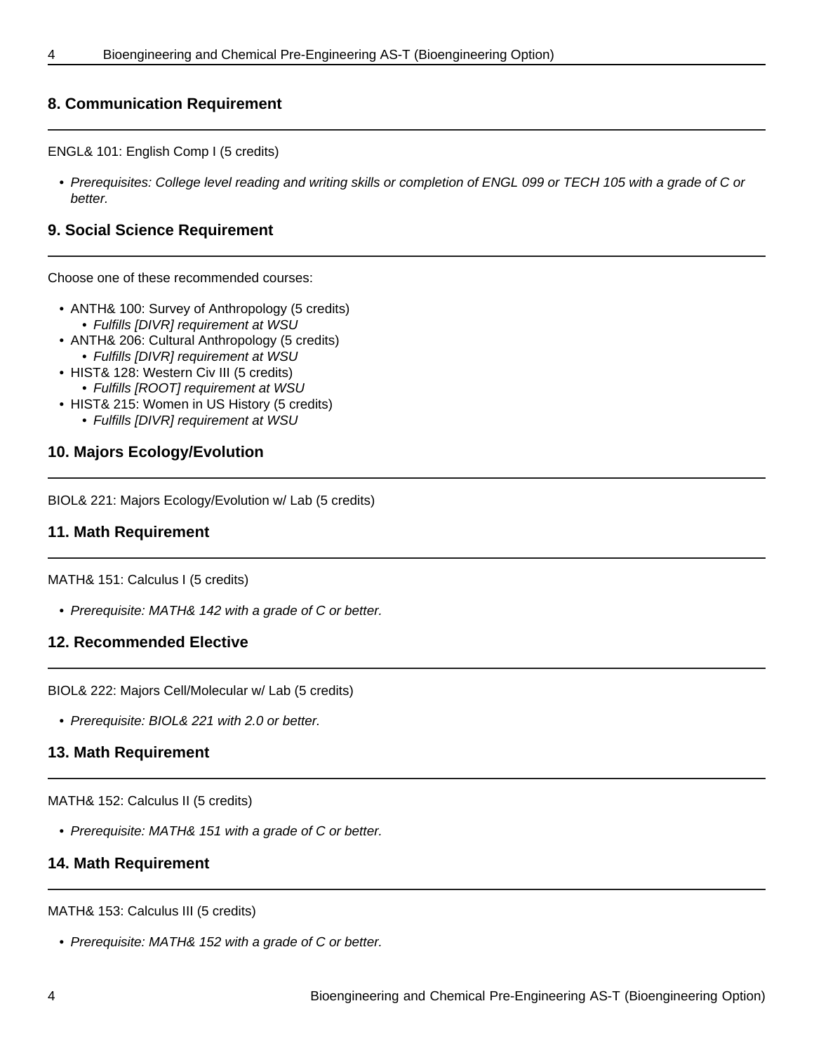## 8. Communication Requirement

ENGL& 101: English Comp I (5 credits)

- *Prerequisites: College level reading and writing skills or completion of ENGL 099 or TECH 105 with a grade of C or better.*

## 9. Social Science Requirement

Choose one of these recommended courses:

- ANTH& 100: Survey of Anthropology (5 credits)
  - *Fulfills [DIVR] requirement at WSU*
- ANTH& 206: Cultural Anthropology (5 credits)
  - *Fulfills [DIVR] requirement at WSU*
- HIST& 128: Western Civ III (5 credits)
  - *Fulfills [ROOT] requirement at WSU*
- HIST& 215: Women in US History (5 credits)
  - *Fulfills [DIVR] requirement at WSU*

## 10. Majors Ecology/Evolution

BIOL& 221: Majors Ecology/Evolution w/ Lab (5 credits)

## 11. Math Requirement

MATH& 151: Calculus I (5 credits)

- *Prerequisite: MATH& 142 with a grade of C or better.*

## 12. Recommended Elective

BIOL& 222: Majors Cell/Molecular w/ Lab (5 credits)

- *Prerequisite: BIOL& 221 with 2.0 or better.*

## 13. Math Requirement

MATH& 152: Calculus II (5 credits)

- *Prerequisite: MATH& 151 with a grade of C or better.*

## 14. Math Requirement

MATH& 153: Calculus III (5 credits)

- *Prerequisite: MATH& 152 with a grade of C or better.*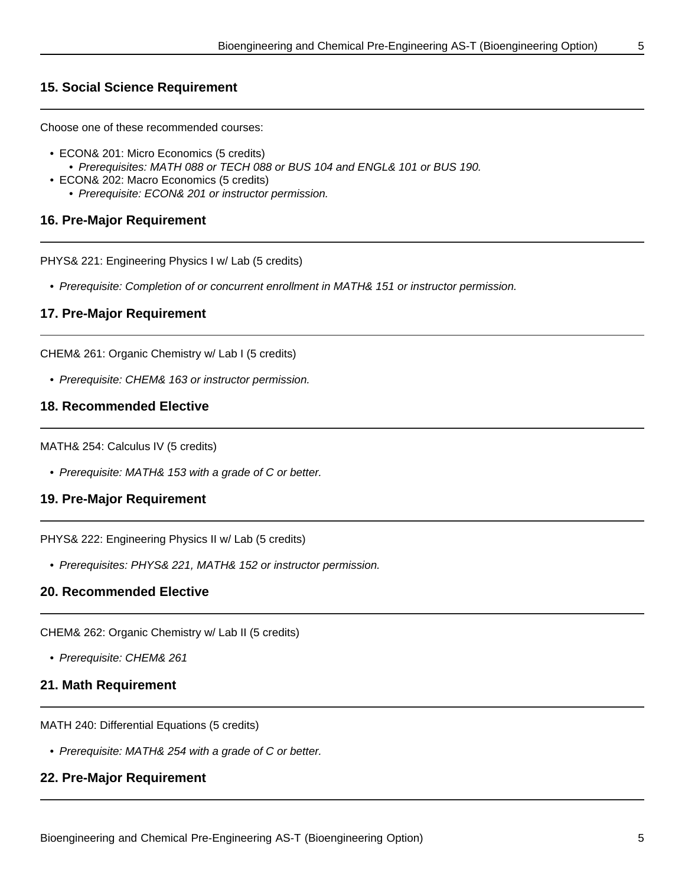### 15. Social Science Requirement

Choose one of these recommended courses:

- ECON& 201: Micro Economics (5 credits)
  - *Prerequisites: MATH 088 or TECH 088 or BUS 104 and ENGL& 101 or BUS 190.*
- ECON& 202: Macro Economics (5 credits)
  - *Prerequisite: ECON& 201 or instructor permission.*

### 16. Pre-Major Requirement

PHYS& 221: Engineering Physics I w/ Lab (5 credits)

- *Prerequisite: Completion of or concurrent enrollment in MATH& 151 or instructor permission.*

### 17. Pre-Major Requirement

CHEM& 261: Organic Chemistry w/ Lab I (5 credits)

- *Prerequisite: CHEM& 163 or instructor permission.*

### 18. Recommended Elective

MATH& 254: Calculus IV (5 credits)

- *Prerequisite: MATH& 153 with a grade of C or better.*

### 19. Pre-Major Requirement

PHYS& 222: Engineering Physics II w/ Lab (5 credits)

- *Prerequisites: PHYS& 221, MATH& 152 or instructor permission.*

### 20. Recommended Elective

CHEM& 262: Organic Chemistry w/ Lab II (5 credits)

- *Prerequisite: CHEM& 261*

### 21. Math Requirement

MATH 240: Differential Equations (5 credits)

- *Prerequisite: MATH& 254 with a grade of C or better.*

### 22. Pre-Major Requirement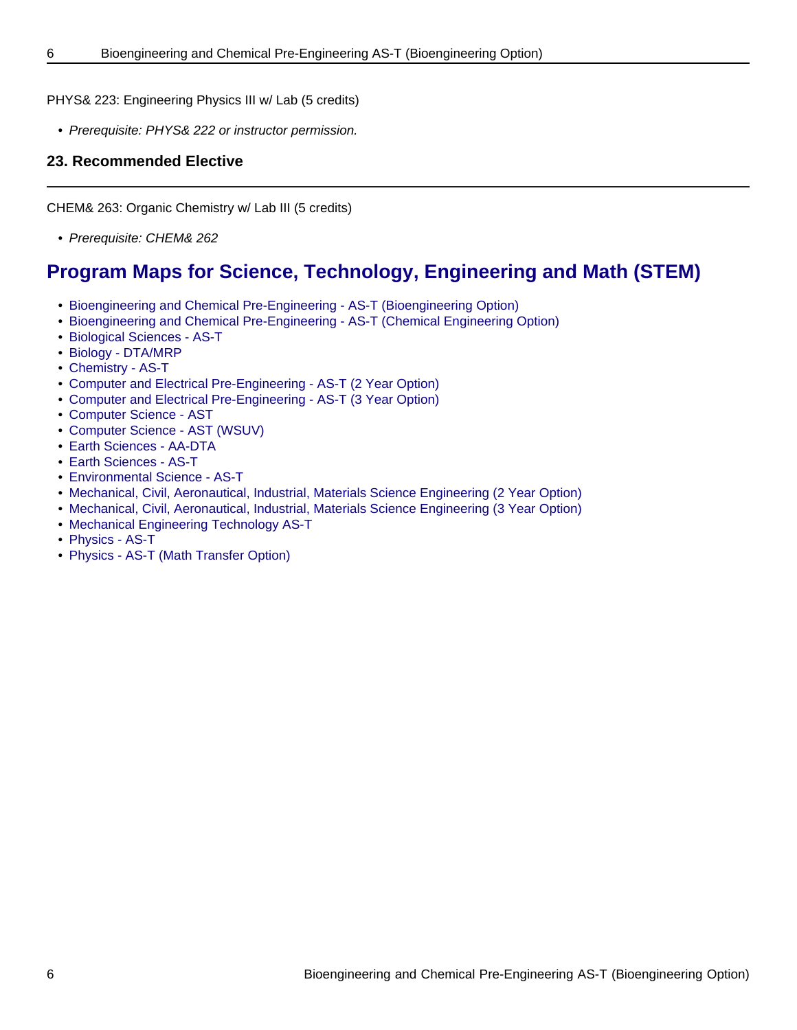PHYS& 223: Engineering Physics III w/ Lab (5 credits)

- *Prerequisite: PHYS& 222 or instructor permission.*

### 23. Recommended Elective

CHEM& 263: Organic Chemistry w/ Lab III (5 credits)

- *Prerequisite: CHEM& 262*

## Program Maps for Science, Technology, Engineering and Math (STEM)

- Bioengineering and Chemical Pre-Engineering - AS-T (Bioengineering Option)
- Bioengineering and Chemical Pre-Engineering - AS-T (Chemical Engineering Option)
- Biological Sciences - AS-T
- Biology - DTA/MRP
- Chemistry - AS-T
- Computer and Electrical Pre-Engineering - AS-T (2 Year Option)
- Computer and Electrical Pre-Engineering - AS-T (3 Year Option)
- Computer Science - AST
- Computer Science - AST (WSUV)
- Earth Sciences - AA-DTA
- Earth Sciences - AS-T
- Environmental Science - AS-T
- Mechanical, Civil, Aeronautical, Industrial, Materials Science Engineering (2 Year Option)
- Mechanical, Civil, Aeronautical, Industrial, Materials Science Engineering (3 Year Option)
- Mechanical Engineering Technology AS-T
- Physics - AS-T
- Physics - AS-T (Math Transfer Option)